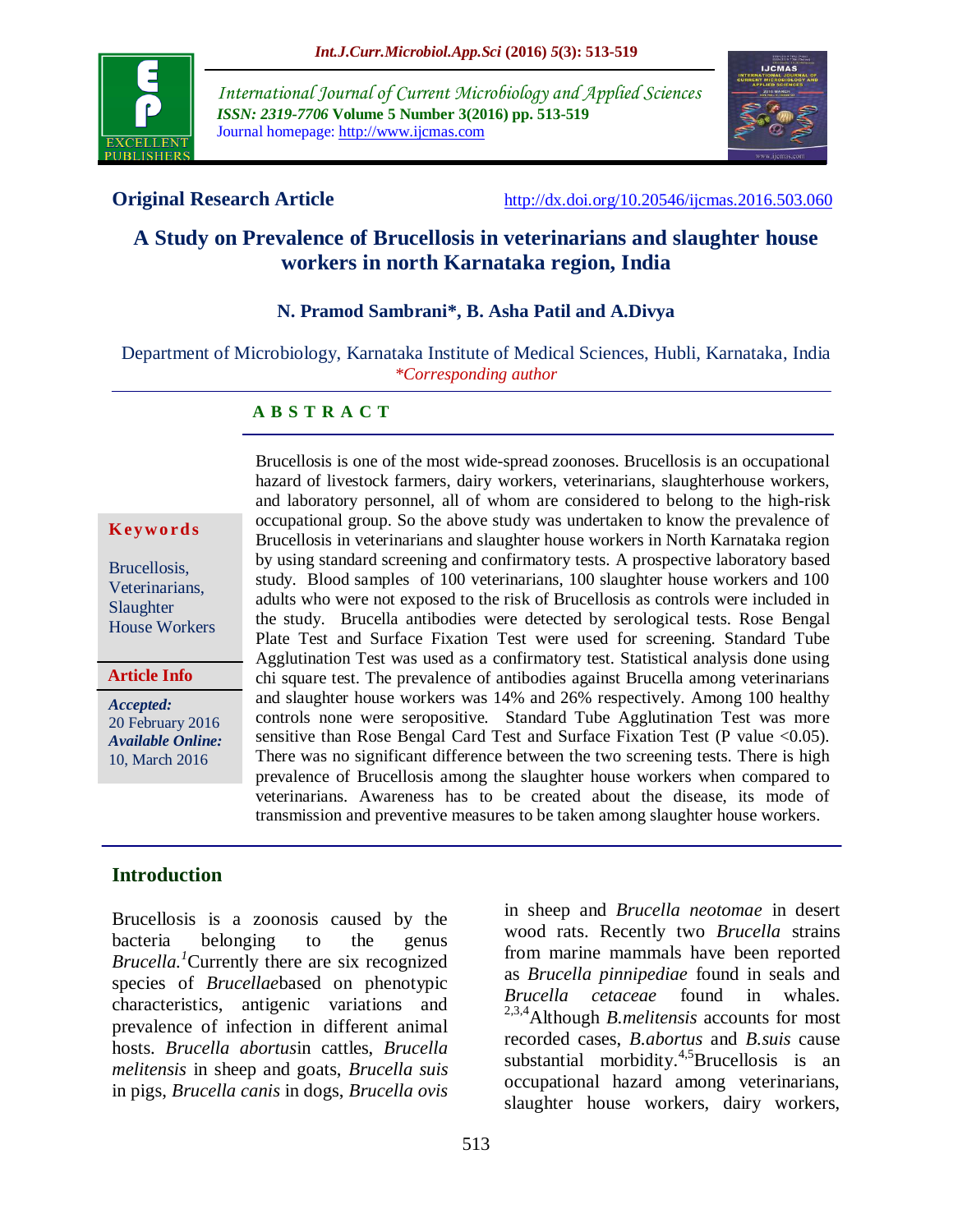**Original Research Article** http://dx.doi.org/10.20546/ijcmas.2016.503.060

# A Study on Prevalence of Brucellosis in veterinarians and slaughter house workers in north Karnataka region, India

**N. Pramod Sambrani\*, B. Asha Patil and A.Divya**

Department of Microbiology, Karnataka Institute of Medical Sciences, Hubli, Karnataka, India
*\*Corresponding author*

## ABSTRACT

**Keywords**

Brucellosis, Veterinarians, Slaughter House Workers

**Article Info**

*Accepted:* 20 February 2016
*Available Online:* 10, March 2016

Brucellosis is one of the most wide-spread zoonoses. Brucellosis is an occupational hazard of livestock farmers, dairy workers, veterinarians, slaughterhouse workers, and laboratory personnel, all of whom are considered to belong to the high-risk occupational group. So the above study was undertaken to know the prevalence of Brucellosis in veterinarians and slaughter house workers in North Karnataka region by using standard screening and confirmatory tests. A prospective laboratory based study. Blood samples of 100 veterinarians, 100 slaughter house workers and 100 adults who were not exposed to the risk of Brucellosis as controls were included in the study. Brucella antibodies were detected by serological tests. Rose Bengal Plate Test and Surface Fixation Test were used for screening. Standard Tube Agglutination Test was used as a confirmatory test. Statistical analysis done using chi square test. The prevalence of antibodies against Brucella among veterinarians and slaughter house workers was 14% and 26% respectively. Among 100 healthy controls none were seropositive. Standard Tube Agglutination Test was more sensitive than Rose Bengal Card Test and Surface Fixation Test (P value <0.05). There was no significant difference between the two screening tests. There is high prevalence of Brucellosis among the slaughter house workers when compared to veterinarians. Awareness has to be created about the disease, its mode of transmission and preventive measures to be taken among slaughter house workers.

## Introduction

Brucellosis is a zoonosis caused by the bacteria belonging to the genus *Brucella.*[1] Currently there are six recognized species of *Brucellae* based on phenotypic characteristics, antigenic variations and prevalence of infection in different animal hosts. *Brucella abortus* in cattles, *Brucella melitensis* in sheep and goats, *Brucella suis* in pigs, *Brucella canis* in dogs, *Brucella ovis* in sheep and *Brucella neotomae* in desert wood rats. Recently two *Brucella* strains from marine mammals have been reported as *Brucella pinnipediae* found in seals and *Brucella cetaceae* found in whales.[2,3,4] Although *B.melitensis* accounts for most recorded cases, *B.abortus* and *B.suis* cause substantial morbidity.[4,5] Brucellosis is an occupational hazard among veterinarians, slaughter house workers, dairy workers,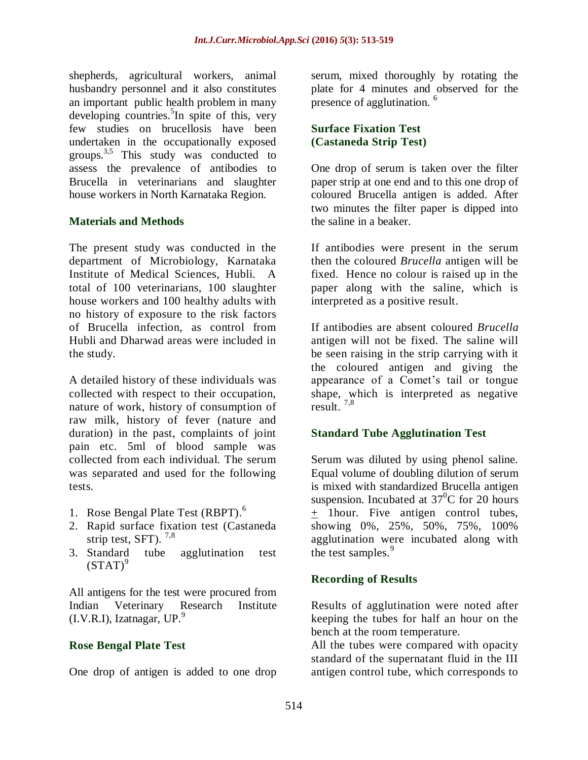shepherds, agricultural workers, animal husbandry personnel and it also constitutes an important public health problem in many developing countries.[5] In spite of this, very few studies on brucellosis have been undertaken in the occupationally exposed groups.[3,5] This study was conducted to assess the prevalence of antibodies to Brucella in veterinarians and slaughter house workers in North Karnataka Region.

## Materials and Methods

The present study was conducted in the department of Microbiology, Karnataka Institute of Medical Sciences, Hubli. A total of 100 veterinarians, 100 slaughter house workers and 100 healthy adults with no history of exposure to the risk factors of Brucella infection, as control from Hubli and Dharwad areas were included in the study.

A detailed history of these individuals was collected with respect to their occupation, nature of work, history of consumption of raw milk, history of fever (nature and duration) in the past, complaints of joint pain etc. 5ml of blood sample was collected from each individual. The serum was separated and used for the following tests.

1. Rose Bengal Plate Test (RBPT).[6]
2. Rapid surface fixation test (Castaneda strip test, SFT). [7,8]
3. Standard tube agglutination test (STAT)[9]

All antigens for the test were procured from Indian Veterinary Research Institute (I.V.R.I), Izatnagar, UP.[9]

### Rose Bengal Plate Test

One drop of antigen is added to one drop serum, mixed thoroughly by rotating the plate for 4 minutes and observed for the presence of agglutination. [6]

### Surface Fixation Test (Castaneda Strip Test)

One drop of serum is taken over the filter paper strip at one end and to this one drop of coloured Brucella antigen is added. After two minutes the filter paper is dipped into the saline in a beaker.

If antibodies were present in the serum then the coloured *Brucella* antigen will be fixed. Hence no colour is raised up in the paper along with the saline, which is interpreted as a positive result.

If antibodies are absent coloured *Brucella* antigen will not be fixed. The saline will be seen raising in the strip carrying with it the coloured antigen and giving the appearance of a Comet's tail or tongue shape, which is interpreted as negative result. [7,8]

### Standard Tube Agglutination Test

Serum was diluted by using phenol saline. Equal volume of doubling dilution of serum is mixed with standardized Brucella antigen suspension. Incubated at $37^0$C for 20 hours $\pm$ 1hour. Five antigen control tubes, showing 0%, 25%, 50%, 75%, 100% agglutination were incubated along with the test samples.[9]

### Recording of Results

Results of agglutination were noted after keeping the tubes for half an hour on the bench at the room temperature.

All the tubes were compared with opacity standard of the supernatant fluid in the III antigen control tube, which corresponds to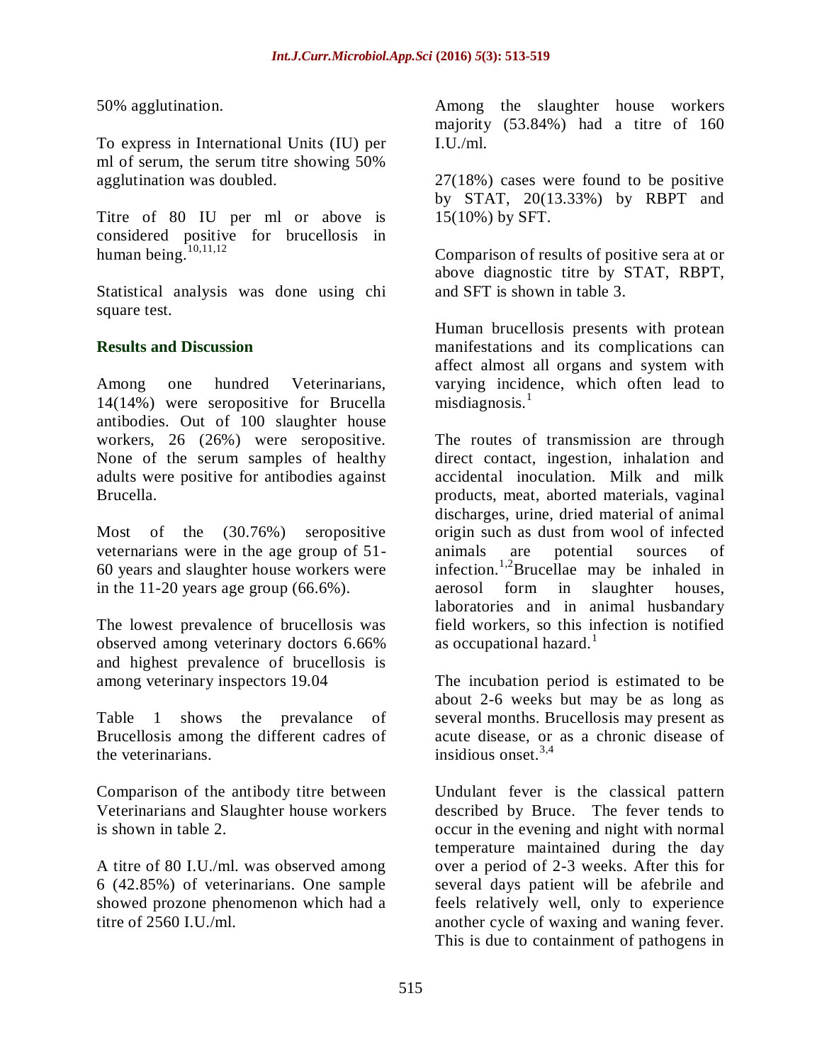50% agglutination.

To express in International Units (IU) per ml of serum, the serum titre showing 50% agglutination was doubled.

Titre of 80 IU per ml or above is considered positive for brucellosis in human being.[10,11,12]

Statistical analysis was done using chi square test.

## Results and Discussion

Among one hundred Veterinarians, 14(14%) were seropositive for Brucella antibodies. Out of 100 slaughter house workers, 26 (26%) were seropositive. None of the serum samples of healthy adults were positive for antibodies against Brucella.

Most of the (30.76%) seropositive veternarians were in the age group of 51-60 years and slaughter house workers were in the 11-20 years age group (66.6%).

The lowest prevalence of brucellosis was observed among veterinary doctors 6.66% and highest prevalence of brucellosis is among veterinary inspectors 19.04

Table 1 shows the prevalance of Brucellosis among the different cadres of the veterinarians.

Comparison of the antibody titre between Veterinarians and Slaughter house workers is shown in table 2.

A titre of 80 I.U./ml. was observed among 6 (42.85%) of veterinarians. One sample showed prozone phenomenon which had a titre of 2560 I.U./ml.

Among the slaughter house workers majority (53.84%) had a titre of 160 I.U./ml.

27(18%) cases were found to be positive by STAT, 20(13.33%) by RBPT and 15(10%) by SFT.

Comparison of results of positive sera at or above diagnostic titre by STAT, RBPT, and SFT is shown in table 3.

Human brucellosis presents with protean manifestations and its complications can affect almost all organs and system with varying incidence, which often lead to misdiagnosis.[1]

The routes of transmission are through direct contact, ingestion, inhalation and accidental inoculation. Milk and milk products, meat, aborted materials, vaginal discharges, urine, dried material of animal origin such as dust from wool of infected animals are potential sources of infection.[1,2] Brucellae may be inhaled in aerosol form in slaughter houses, laboratories and in animal husbandary field workers, so this infection is notified as occupational hazard.[1]

The incubation period is estimated to be about 2-6 weeks but may be as long as several months. Brucellosis may present as acute disease, or as a chronic disease of insidious onset.[3,4]

Undulant fever is the classical pattern described by Bruce. The fever tends to occur in the evening and night with normal temperature maintained during the day over a period of 2-3 weeks. After this for several days patient will be afebrile and feels relatively well, only to experience another cycle of waxing and waning fever. This is due to containment of pathogens in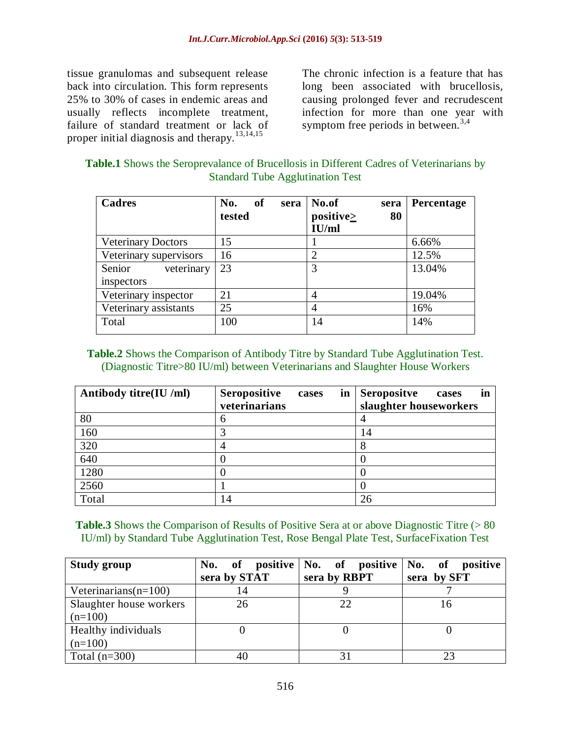tissue granulomas and subsequent release back into circulation. This form represents 25% to 30% of cases in endemic areas and usually reflects incomplete treatment, failure of standard treatment or lack of proper initial diagnosis and therapy.[13,14,15]

The chronic infection is a feature that has long been associated with brucellosis, causing prolonged fever and recrudescent infection for more than one year with symptom free periods in between.[3,4]

**Table.1** Shows the Seroprevalance of Brucellosis in Different Cadres of Veterinarians by Standard Tube Agglutination Test

| Cadres | No. of sera tested | No.of sera positive≥ 80 IU/ml | Percentage |
|---|---|---|---|
| Veterinary Doctors | 15 | 1 | 6.66% |
| Veterinary supervisors | 16 | 2 | 12.5% |
| Senior veterinary inspectors | 23 | 3 | 13.04% |
| Veterinary inspector | 21 | 4 | 19.04% |
| Veterinary assistants | 25 | 4 | 16% |
| Total | 100 | 14 | 14% |

**Table.2** Shows the Comparison of Antibody Titre by Standard Tube Agglutination Test. (Diagnostic Titre>80 IU/ml) between Veterinarians and Slaughter House Workers

| Antibody titre(IU /ml) | Seropositive cases in veterinarians | Seropositve cases in slaughter houseworkers |
|---|---|---|
| 80 | 6 | 4 |
| 160 | 3 | 14 |
| 320 | 4 | 8 |
| 640 | 0 | 0 |
| 1280 | 0 | 0 |
| 2560 | 1 | 0 |
| Total | 14 | 26 |

**Table.3** Shows the Comparison of Results of Positive Sera at or above Diagnostic Titre (> 80 IU/ml) by Standard Tube Agglutination Test, Rose Bengal Plate Test, SurfaceFixation Test

| Study group | No. of positive sera by STAT | No. of positive sera by RBPT | No. of positive sera by SFT |
|---|---|---|---|
| Veterinarians(n=100) | 14 | 9 | 7 |
| Slaughter house workers (n=100) | 26 | 22 | 16 |
| Healthy individuals (n=100) | 0 | 0 | 0 |
| Total (n=300) | 40 | 31 | 23 |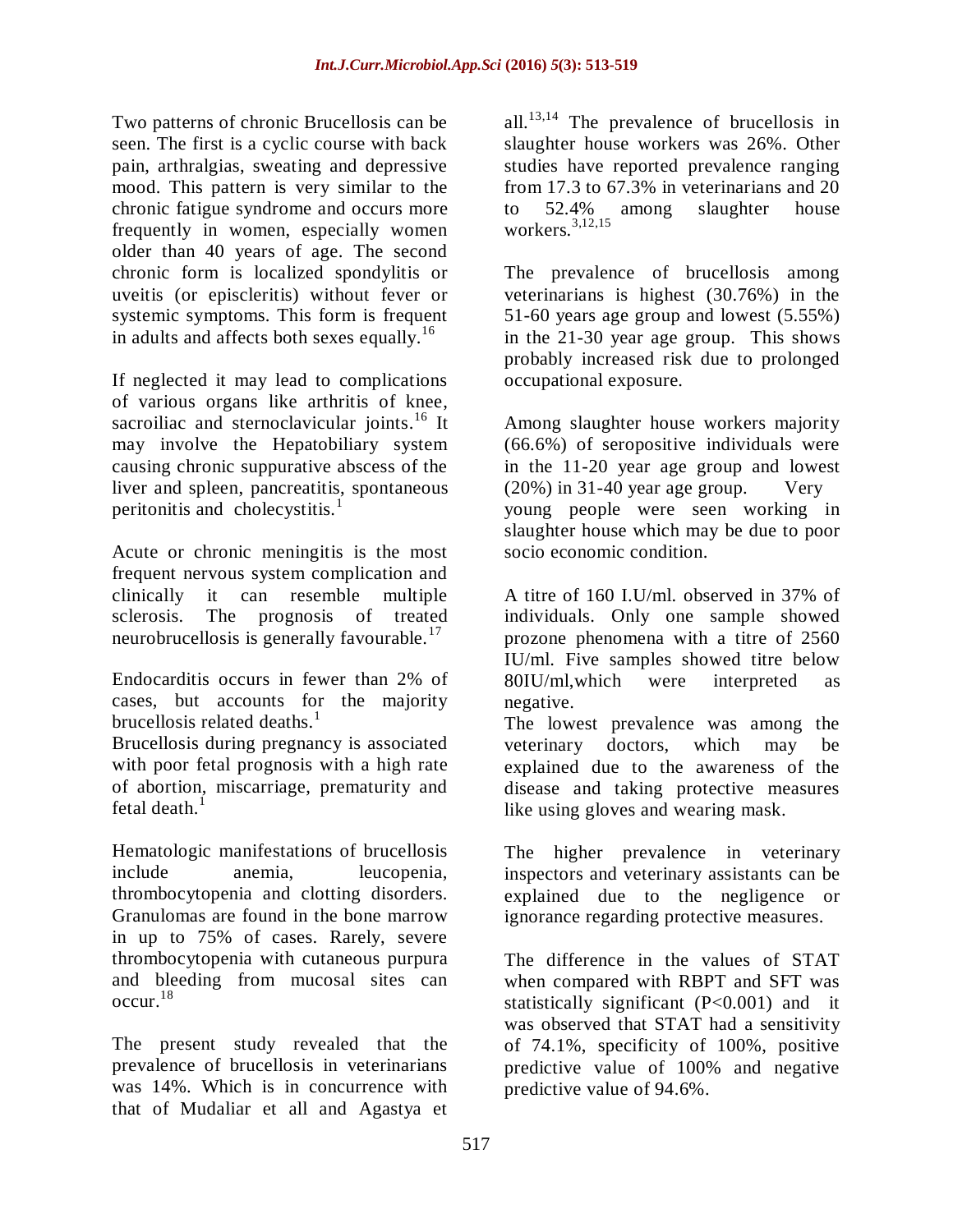Two patterns of chronic Brucellosis can be seen. The first is a cyclic course with back pain, arthralgias, sweating and depressive mood. This pattern is very similar to the chronic fatigue syndrome and occurs more frequently in women, especially women older than 40 years of age. The second chronic form is localized spondylitis or uveitis (or episcleritis) without fever or systemic symptoms. This form is frequent in adults and affects both sexes equally.[16]

If neglected it may lead to complications of various organs like arthritis of knee, sacroiliac and sternoclavicular joints.[16] It may involve the Hepatobiliary system causing chronic suppurative abscess of the liver and spleen, pancreatitis, spontaneous peritonitis and cholecystitis.[1]

Acute or chronic meningitis is the most frequent nervous system complication and clinically it can resemble multiple sclerosis. The prognosis of treated neurobrucellosis is generally favourable.[17]

Endocarditis occurs in fewer than 2% of cases, but accounts for the majority brucellosis related deaths.[1]

Brucellosis during pregnancy is associated with poor fetal prognosis with a high rate of abortion, miscarriage, prematurity and fetal death.[1]

Hematologic manifestations of brucellosis include anemia, leucopenia, thrombocytopenia and clotting disorders. Granulomas are found in the bone marrow in up to 75% of cases. Rarely, severe thrombocytopenia with cutaneous purpura and bleeding from mucosal sites can occur.[18]

The present study revealed that the prevalence of brucellosis in veterinarians was 14%. Which is in concurrence with that of Mudaliar et all and Agastya et all.[13,14] The prevalence of brucellosis in slaughter house workers was 26%. Other studies have reported prevalence ranging from 17.3 to 67.3% in veterinarians and 20 to 52.4% among slaughter house workers.[3,12,15]

The prevalence of brucellosis among veterinarians is highest (30.76%) in the 51-60 years age group and lowest (5.55%) in the 21-30 year age group. This shows probably increased risk due to prolonged occupational exposure.

Among slaughter house workers majority (66.6%) of seropositive individuals were in the 11-20 year age group and lowest (20%) in 31-40 year age group. Very young people were seen working in slaughter house which may be due to poor socio economic condition.

A titre of 160 I.U/ml. observed in 37% of individuals. Only one sample showed prozone phenomena with a titre of 2560 IU/ml. Five samples showed titre below 80IU/ml,which were interpreted as negative.

The lowest prevalence was among the veterinary doctors, which may be explained due to the awareness of the disease and taking protective measures like using gloves and wearing mask.

The higher prevalence in veterinary inspectors and veterinary assistants can be explained due to the negligence or ignorance regarding protective measures.

The difference in the values of STAT when compared with RBPT and SFT was statistically significant ($P<0.001$) and it was observed that STAT had a sensitivity of 74.1%, specificity of 100%, positive predictive value of 100% and negative predictive value of 94.6%.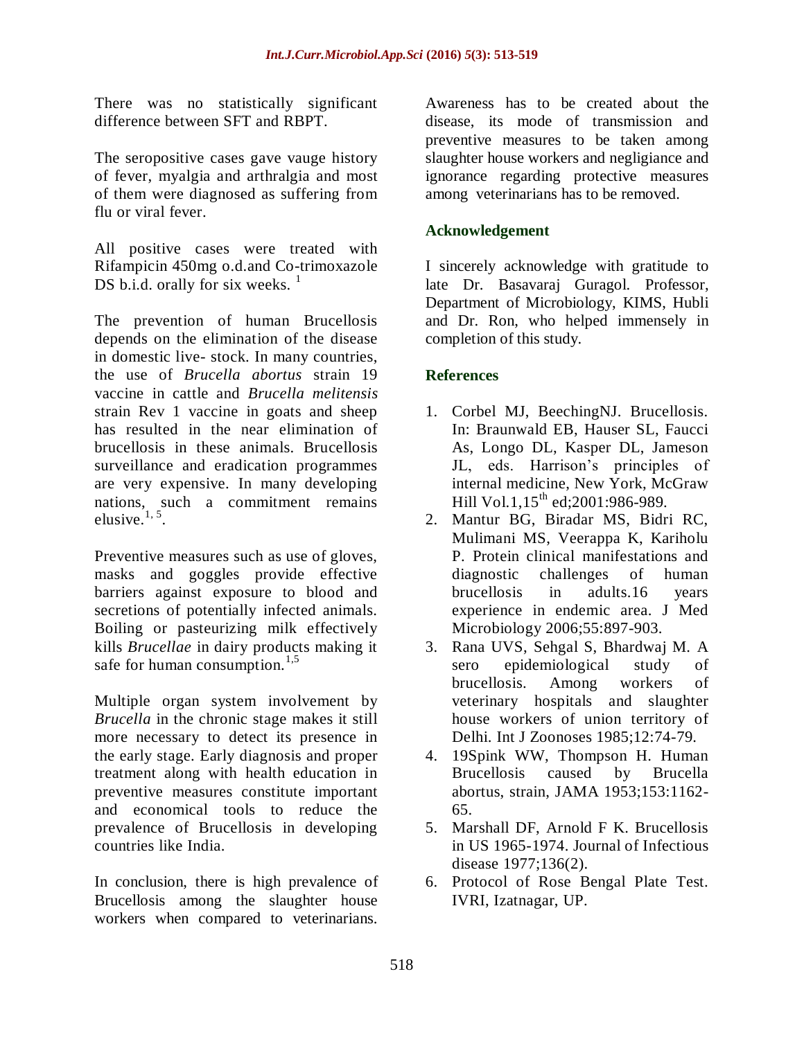There was no statistically significant difference between SFT and RBPT.

The seropositive cases gave vauge history of fever, myalgia and arthralgia and most of them were diagnosed as suffering from flu or viral fever.

All positive cases were treated with Rifampicin 450mg o.d.and Co-trimoxazole DS b.i.d. orally for six weeks. [1]

The prevention of human Brucellosis depends on the elimination of the disease in domestic live- stock. In many countries, the use of *Brucella abortus* strain 19 vaccine in cattle and *Brucella melitensis* strain Rev 1 vaccine in goats and sheep has resulted in the near elimination of brucellosis in these animals. Brucellosis surveillance and eradication programmes are very expensive. In many developing nations, such a commitment remains elusive.[1, 5].

Preventive measures such as use of gloves, masks and goggles provide effective barriers against exposure to blood and secretions of potentially infected animals. Boiling or pasteurizing milk effectively kills *Brucellae* in dairy products making it safe for human consumption.[1,5]

Multiple organ system involvement by *Brucella* in the chronic stage makes it still more necessary to detect its presence in the early stage. Early diagnosis and proper treatment along with health education in preventive measures constitute important and economical tools to reduce the prevalence of Brucellosis in developing countries like India.

In conclusion, there is high prevalence of Brucellosis among the slaughter house workers when compared to veterinarians. Awareness has to be created about the disease, its mode of transmission and preventive measures to be taken among slaughter house workers and negligiance and ignorance regarding protective measures among veterinarians has to be removed.

## Acknowledgement

I sincerely acknowledge with gratitude to late Dr. Basavaraj Guragol. Professor, Department of Microbiology, KIMS, Hubli and Dr. Ron, who helped immensely in completion of this study.

## References

1. Corbel MJ, BeechingNJ. Brucellosis. In: Braunwald EB, Hauser SL, Faucci As, Longo DL, Kasper DL, Jameson JL, eds. Harrison's principles of internal medicine, New York, McGraw Hill Vol.1,15th ed;2001:986-989.
2. Mantur BG, Biradar MS, Bidri RC, Mulimani MS, Veerappa K, Kariholu P. Protein clinical manifestations and diagnostic challenges of human brucellosis in adults.16 years experience in endemic area. J Med Microbiology 2006;55:897-903.
3. Rana UVS, Sehgal S, Bhardwaj M. A sero epidemiological study of brucellosis. Among workers of veterinary hospitals and slaughter house workers of union territory of Delhi. Int J Zoonoses 1985;12:74-79.
4. 19Spink WW, Thompson H. Human Brucellosis caused by Brucella abortus, strain, JAMA 1953;153:1162-65.
5. Marshall DF, Arnold F K. Brucellosis in US 1965-1974. Journal of Infectious disease 1977;136(2).
6. Protocol of Rose Bengal Plate Test. IVRI, Izatnagar, UP.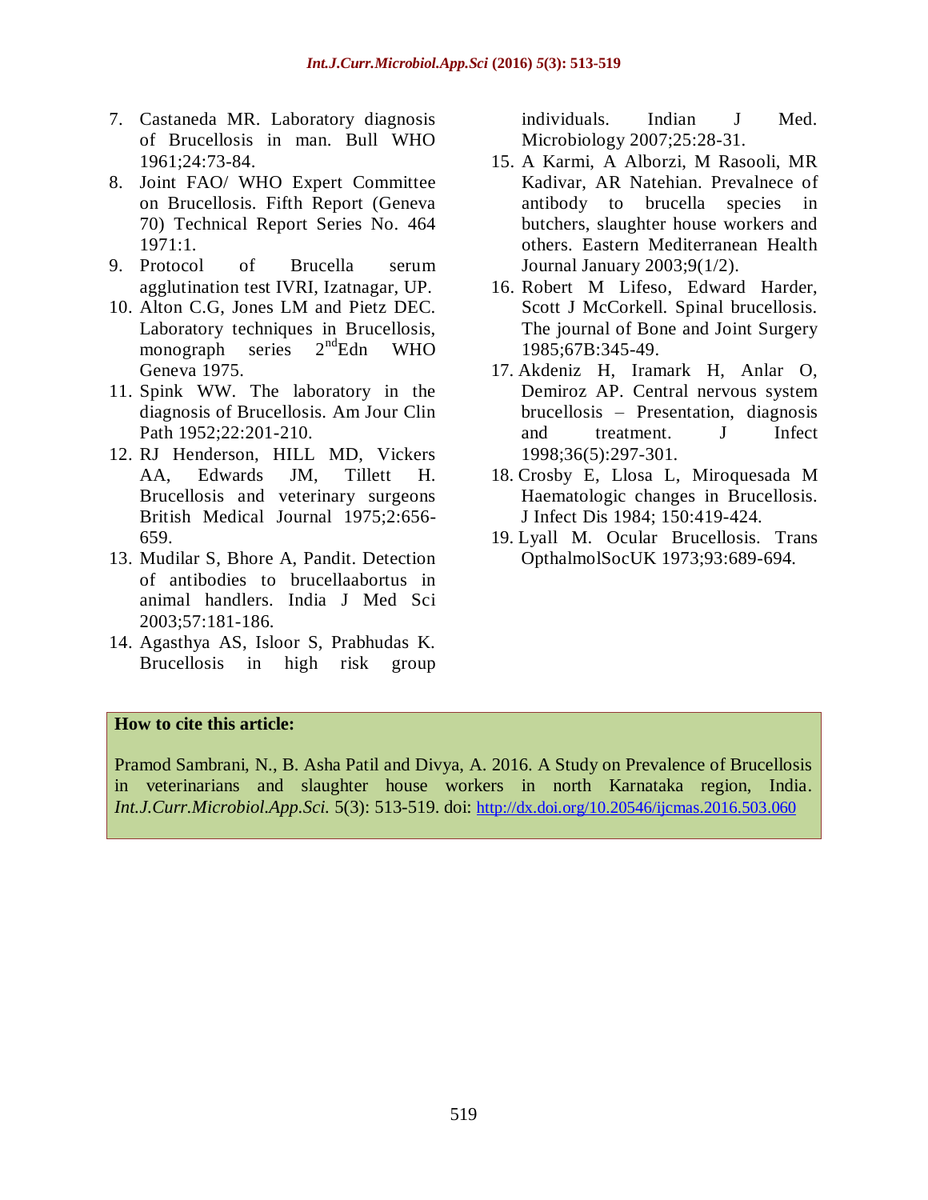7. Castaneda MR. Laboratory diagnosis of Brucellosis in man. Bull WHO 1961;24:73-84.
8. Joint FAO/ WHO Expert Committee on Brucellosis. Fifth Report (Geneva 70) Technical Report Series No. 464 1971:1.
9. Protocol of Brucella serum agglutination test IVRI, Izatnagar, UP.
10. Alton C.G, Jones LM and Pietz DEC. Laboratory techniques in Brucellosis, monograph series 2ndEdn WHO Geneva 1975.
11. Spink WW. The laboratory in the diagnosis of Brucellosis. Am Jour Clin Path 1952;22:201-210.
12. RJ Henderson, HILL MD, Vickers AA, Edwards JM, Tillett H. Brucellosis and veterinary surgeons British Medical Journal 1975;2:656-659.
13. Mudilar S, Bhore A, Pandit. Detection of antibodies to brucellaabortus in animal handlers. India J Med Sci 2003;57:181-186.
14. Agasthya AS, Isloor S, Prabhudas K. Brucellosis in high risk group individuals. Indian J Med. Microbiology 2007;25:28-31.
15. A Karmi, A Alborzi, M Rasooli, MR Kadivar, AR Natehian. Prevalnece of antibody to brucella species in butchers, slaughter house workers and others. Eastern Mediterranean Health Journal January 2003;9(1/2).
16. Robert M Lifeso, Edward Harder, Scott J McCorkell. Spinal brucellosis. The journal of Bone and Joint Surgery 1985;67B:345-49.
17. Akdeniz H, Iramark H, Anlar O, Demiroz AP. Central nervous system brucellosis – Presentation, diagnosis and treatment. J Infect 1998;36(5):297-301.
18. Crosby E, Llosa L, Miroquesada M Haematologic changes in Brucellosis. J Infect Dis 1984; 150:419-424.
19. Lyall M. Ocular Brucellosis. Trans OpthalmolSocUK 1973;93:689-694.

**How to cite this article:**

Pramod Sambrani, N., B. Asha Patil and Divya, A. 2016. A Study on Prevalence of Brucellosis in veterinarians and slaughter house workers in north Karnataka region, India. *Int.J.Curr.Microbiol.App.Sci.* 5(3): 513-519. doi: http://dx.doi.org/10.20546/ijcmas.2016.503.060